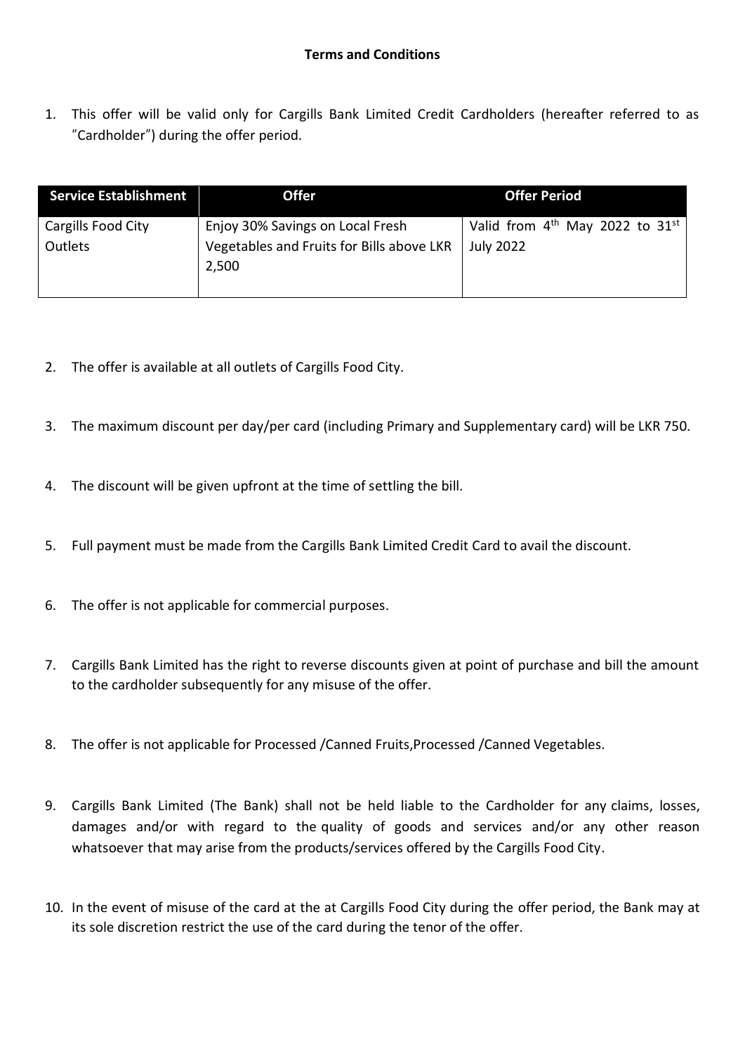**Terms and Conditions**

1. This offer will be valid only for Cargills Bank Limited Credit Cardholders (hereafter referred to as "Cardholder") during the offer period.

| Service Establishment | Offer | Offer Period |
|---|---|---|
| Cargills Food City Outlets | Enjoy 30% Savings on Local Fresh Vegetables and Fruits for Bills above LKR 2,500 | Valid from 4th May 2022 to 31st July 2022 |

2. The offer is available at all outlets of Cargills Food City.

3. The maximum discount per day/per card (including Primary and Supplementary card) will be LKR 750.

4. The discount will be given upfront at the time of settling the bill.

5. Full payment must be made from the Cargills Bank Limited Credit Card to avail the discount.

6. The offer is not applicable for commercial purposes.

7. Cargills Bank Limited has the right to reverse discounts given at point of purchase and bill the amount to the cardholder subsequently for any misuse of the offer.

8. The offer is not applicable for Processed /Canned Fruits,Processed /Canned Vegetables.

9. Cargills Bank Limited (The Bank) shall not be held liable to the Cardholder for any claims, losses, damages and/or with regard to the quality of goods and services and/or any other reason whatsoever that may arise from the products/services offered by the Cargills Food City.

10. In the event of misuse of the card at the at Cargills Food City during the offer period, the Bank may at its sole discretion restrict the use of the card during the tenor of the offer.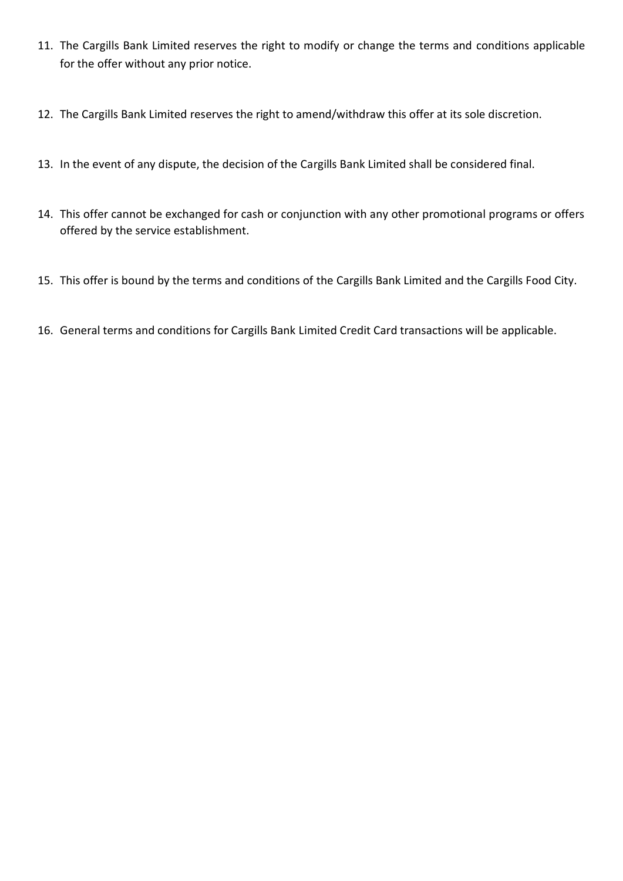11. The Cargills Bank Limited reserves the right to modify or change the terms and conditions applicable for the offer without any prior notice.

12. The Cargills Bank Limited reserves the right to amend/withdraw this offer at its sole discretion.

13. In the event of any dispute, the decision of the Cargills Bank Limited shall be considered final.

14. This offer cannot be exchanged for cash or conjunction with any other promotional programs or offers offered by the service establishment.

15. This offer is bound by the terms and conditions of the Cargills Bank Limited and the Cargills Food City.

16. General terms and conditions for Cargills Bank Limited Credit Card transactions will be applicable.